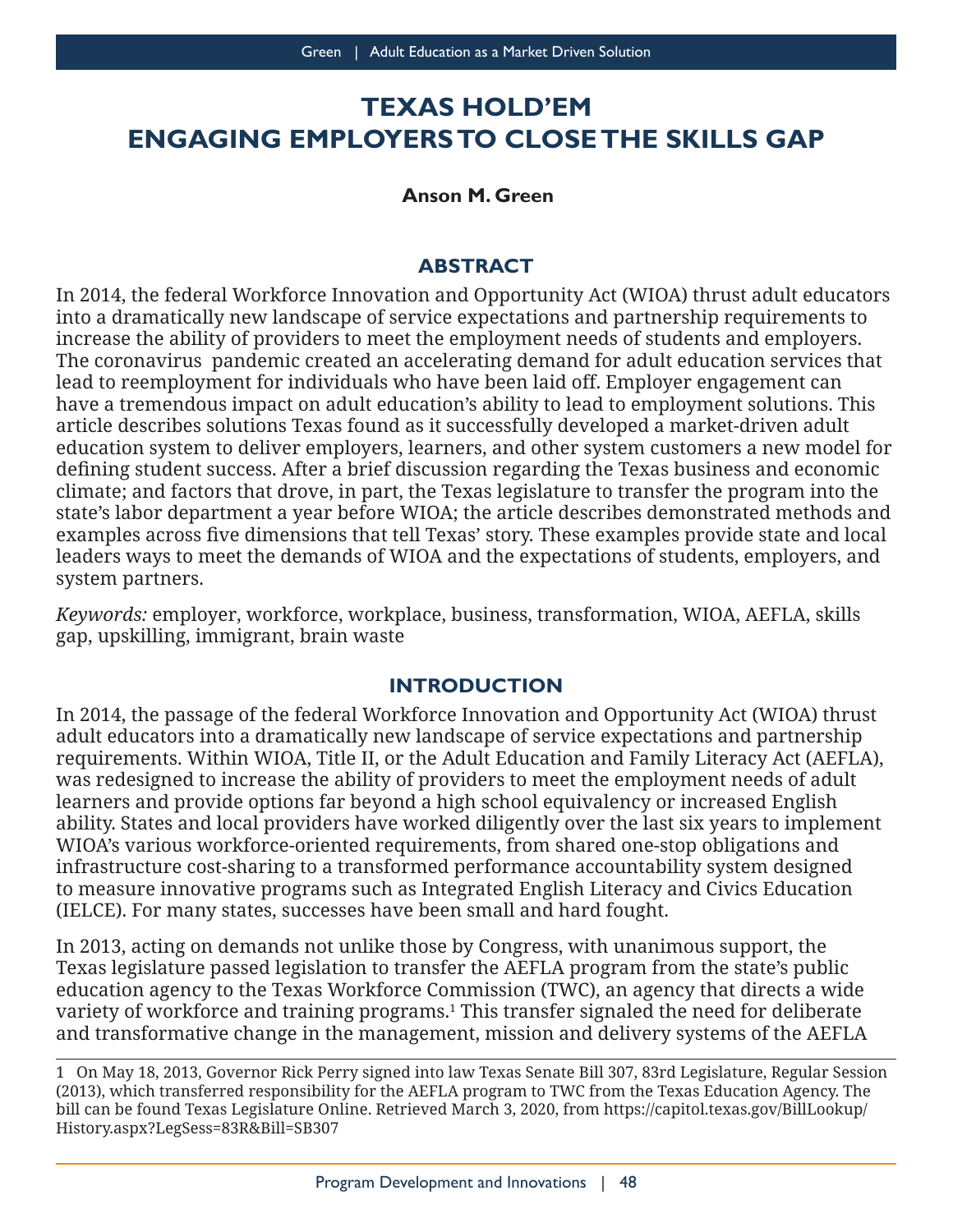# TEXAS HOLD'EM
# ENGAGING EMPLOYERS TO CLOSE THE SKILLS GAP

**Anson M. Green**

## ABSTRACT

In 2014, the federal Workforce Innovation and Opportunity Act (WIOA) thrust adult educators into a dramatically new landscape of service expectations and partnership requirements to increase the ability of providers to meet the employment needs of students and employers. The coronavirus pandemic created an accelerating demand for adult education services that lead to reemployment for individuals who have been laid off. Employer engagement can have a tremendous impact on adult education's ability to lead to employment solutions. This article describes solutions Texas found as it successfully developed a market-driven adult education system to deliver employers, learners, and other system customers a new model for defining student success. After a brief discussion regarding the Texas business and economic climate; and factors that drove, in part, the Texas legislature to transfer the program into the state's labor department a year before WIOA; the article describes demonstrated methods and examples across five dimensions that tell Texas' story. These examples provide state and local leaders ways to meet the demands of WIOA and the expectations of students, employers, and system partners.

*Keywords:* employer, workforce, workplace, business, transformation, WIOA, AEFLA, skills gap, upskilling, immigrant, brain waste

## INTRODUCTION

In 2014, the passage of the federal Workforce Innovation and Opportunity Act (WIOA) thrust adult educators into a dramatically new landscape of service expectations and partnership requirements. Within WIOA, Title II, or the Adult Education and Family Literacy Act (AEFLA), was redesigned to increase the ability of providers to meet the employment needs of adult learners and provide options far beyond a high school equivalency or increased English ability. States and local providers have worked diligently over the last six years to implement WIOA's various workforce-oriented requirements, from shared one-stop obligations and infrastructure cost-sharing to a transformed performance accountability system designed to measure innovative programs such as Integrated English Literacy and Civics Education (IELCE). For many states, successes have been small and hard fought.

In 2013, acting on demands not unlike those by Congress, with unanimous support, the Texas legislature passed legislation to transfer the AEFLA program from the state's public education agency to the Texas Workforce Commission (TWC), an agency that directs a wide variety of workforce and training programs.[1] This transfer signaled the need for deliberate and transformative change in the management, mission and delivery systems of the AEFLA

---

1 On May 18, 2013, Governor Rick Perry signed into law Texas Senate Bill 307, 83rd Legislature, Regular Session (2013), which transferred responsibility for the AEFLA program to TWC from the Texas Education Agency. The bill can be found Texas Legislature Online. Retrieved March 3, 2020, from https://capitol.texas.gov/BillLookup/History.aspx?LegSess=83R&Bill=SB307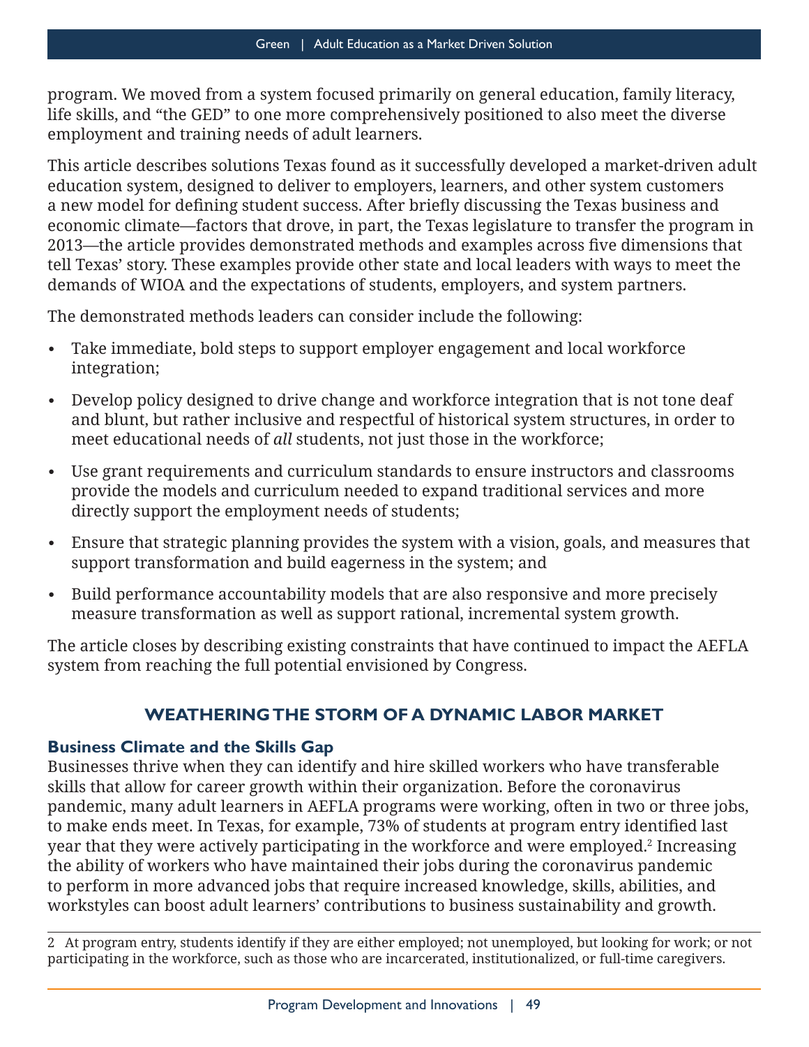program. We moved from a system focused primarily on general education, family literacy, life skills, and "the GED" to one more comprehensively positioned to also meet the diverse employment and training needs of adult learners.

This article describes solutions Texas found as it successfully developed a market-driven adult education system, designed to deliver to employers, learners, and other system customers a new model for defining student success. After briefly discussing the Texas business and economic climate—factors that drove, in part, the Texas legislature to transfer the program in 2013—the article provides demonstrated methods and examples across five dimensions that tell Texas' story. These examples provide other state and local leaders with ways to meet the demands of WIOA and the expectations of students, employers, and system partners.

The demonstrated methods leaders can consider include the following:

- Take immediate, bold steps to support employer engagement and local workforce integration;
- Develop policy designed to drive change and workforce integration that is not tone deaf and blunt, but rather inclusive and respectful of historical system structures, in order to meet educational needs of *all* students, not just those in the workforce;
- Use grant requirements and curriculum standards to ensure instructors and classrooms provide the models and curriculum needed to expand traditional services and more directly support the employment needs of students;
- Ensure that strategic planning provides the system with a vision, goals, and measures that support transformation and build eagerness in the system; and
- Build performance accountability models that are also responsive and more precisely measure transformation as well as support rational, incremental system growth.

The article closes by describing existing constraints that have continued to impact the AEFLA system from reaching the full potential envisioned by Congress.

## WEATHERING THE STORM OF A DYNAMIC LABOR MARKET

### Business Climate and the Skills Gap

Businesses thrive when they can identify and hire skilled workers who have transferable skills that allow for career growth within their organization. Before the coronavirus pandemic, many adult learners in AEFLA programs were working, often in two or three jobs, to make ends meet. In Texas, for example, 73% of students at program entry identified last year that they were actively participating in the workforce and were employed.[2] Increasing the ability of workers who have maintained their jobs during the coronavirus pandemic to perform in more advanced jobs that require increased knowledge, skills, abilities, and workstyles can boost adult learners' contributions to business sustainability and growth.

2 At program entry, students identify if they are either employed; not unemployed, but looking for work; or not participating in the workforce, such as those who are incarcerated, institutionalized, or full-time caregivers.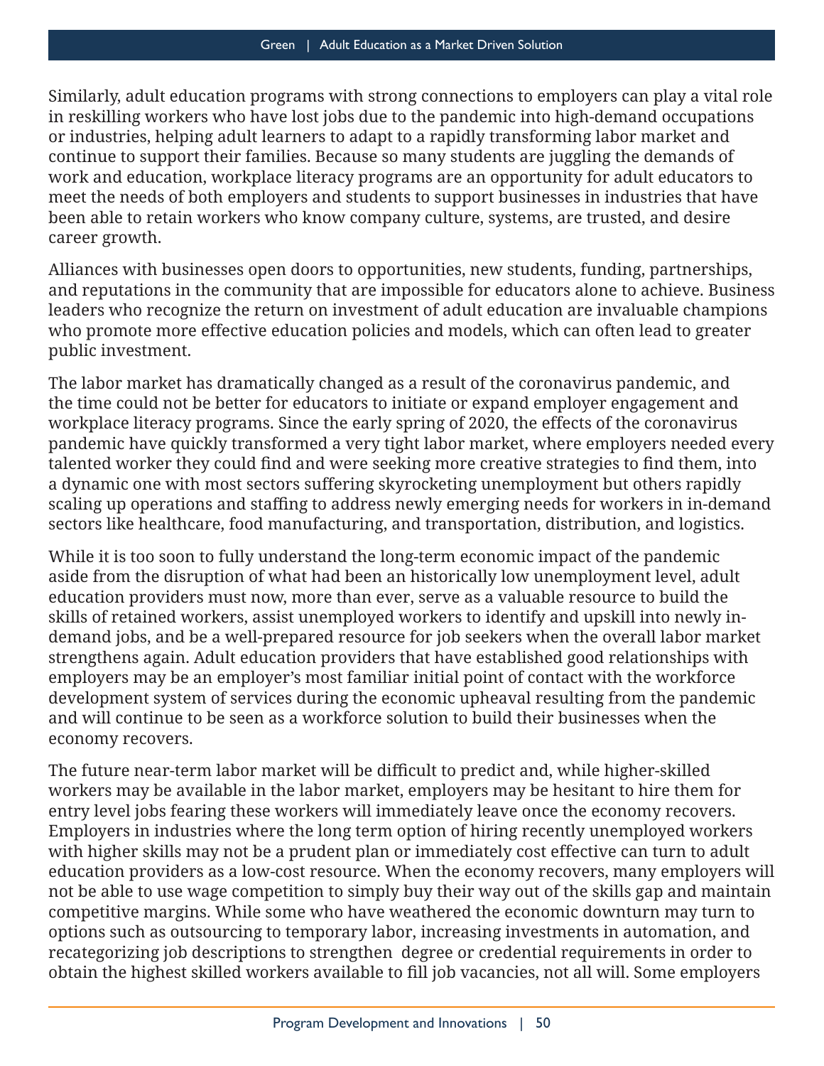Similarly, adult education programs with strong connections to employers can play a vital role in reskilling workers who have lost jobs due to the pandemic into high-demand occupations or industries, helping adult learners to adapt to a rapidly transforming labor market and continue to support their families. Because so many students are juggling the demands of work and education, workplace literacy programs are an opportunity for adult educators to meet the needs of both employers and students to support businesses in industries that have been able to retain workers who know company culture, systems, are trusted, and desire career growth.

Alliances with businesses open doors to opportunities, new students, funding, partnerships, and reputations in the community that are impossible for educators alone to achieve. Business leaders who recognize the return on investment of adult education are invaluable champions who promote more effective education policies and models, which can often lead to greater public investment.

The labor market has dramatically changed as a result of the coronavirus pandemic, and the time could not be better for educators to initiate or expand employer engagement and workplace literacy programs. Since the early spring of 2020, the effects of the coronavirus pandemic have quickly transformed a very tight labor market, where employers needed every talented worker they could find and were seeking more creative strategies to find them, into a dynamic one with most sectors suffering skyrocketing unemployment but others rapidly scaling up operations and staffing to address newly emerging needs for workers in in-demand sectors like healthcare, food manufacturing, and transportation, distribution, and logistics.

While it is too soon to fully understand the long-term economic impact of the pandemic aside from the disruption of what had been an historically low unemployment level, adult education providers must now, more than ever, serve as a valuable resource to build the skills of retained workers, assist unemployed workers to identify and upskill into newly in-demand jobs, and be a well-prepared resource for job seekers when the overall labor market strengthens again. Adult education providers that have established good relationships with employers may be an employer's most familiar initial point of contact with the workforce development system of services during the economic upheaval resulting from the pandemic and will continue to be seen as a workforce solution to build their businesses when the economy recovers.

The future near-term labor market will be difficult to predict and, while higher-skilled workers may be available in the labor market, employers may be hesitant to hire them for entry level jobs fearing these workers will immediately leave once the economy recovers. Employers in industries where the long term option of hiring recently unemployed workers with higher skills may not be a prudent plan or immediately cost effective can turn to adult education providers as a low-cost resource. When the economy recovers, many employers will not be able to use wage competition to simply buy their way out of the skills gap and maintain competitive margins. While some who have weathered the economic downturn may turn to options such as outsourcing to temporary labor, increasing investments in automation, and recategorizing job descriptions to strengthen degree or credential requirements in order to obtain the highest skilled workers available to fill job vacancies, not all will. Some employers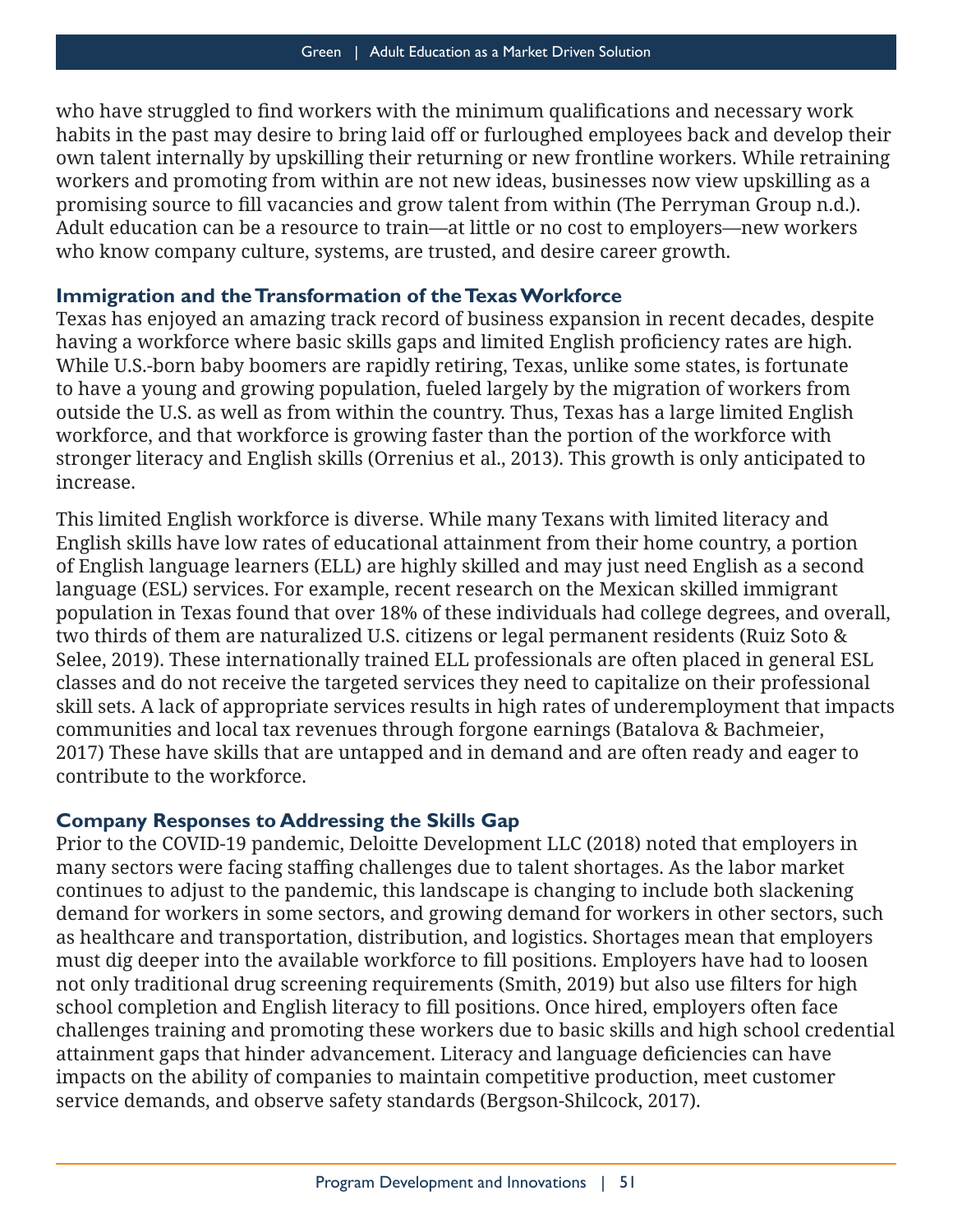who have struggled to find workers with the minimum qualifications and necessary work habits in the past may desire to bring laid off or furloughed employees back and develop their own talent internally by upskilling their returning or new frontline workers. While retraining workers and promoting from within are not new ideas, businesses now view upskilling as a promising source to fill vacancies and grow talent from within (The Perryman Group n.d.). Adult education can be a resource to train—at little or no cost to employers—new workers who know company culture, systems, are trusted, and desire career growth.

### Immigration and the Transformation of the Texas Workforce

Texas has enjoyed an amazing track record of business expansion in recent decades, despite having a workforce where basic skills gaps and limited English proficiency rates are high. While U.S.-born baby boomers are rapidly retiring, Texas, unlike some states, is fortunate to have a young and growing population, fueled largely by the migration of workers from outside the U.S. as well as from within the country. Thus, Texas has a large limited English workforce, and that workforce is growing faster than the portion of the workforce with stronger literacy and English skills (Orrenius et al., 2013). This growth is only anticipated to increase.

This limited English workforce is diverse. While many Texans with limited literacy and English skills have low rates of educational attainment from their home country, a portion of English language learners (ELL) are highly skilled and may just need English as a second language (ESL) services. For example, recent research on the Mexican skilled immigrant population in Texas found that over 18% of these individuals had college degrees, and overall, two thirds of them are naturalized U.S. citizens or legal permanent residents (Ruiz Soto & Selee, 2019). These internationally trained ELL professionals are often placed in general ESL classes and do not receive the targeted services they need to capitalize on their professional skill sets. A lack of appropriate services results in high rates of underemployment that impacts communities and local tax revenues through forgone earnings (Batalova & Bachmeier, 2017) These have skills that are untapped and in demand and are often ready and eager to contribute to the workforce.

### Company Responses to Addressing the Skills Gap

Prior to the COVID-19 pandemic, Deloitte Development LLC (2018) noted that employers in many sectors were facing staffing challenges due to talent shortages. As the labor market continues to adjust to the pandemic, this landscape is changing to include both slackening demand for workers in some sectors, and growing demand for workers in other sectors, such as healthcare and transportation, distribution, and logistics. Shortages mean that employers must dig deeper into the available workforce to fill positions. Employers have had to loosen not only traditional drug screening requirements (Smith, 2019) but also use filters for high school completion and English literacy to fill positions. Once hired, employers often face challenges training and promoting these workers due to basic skills and high school credential attainment gaps that hinder advancement. Literacy and language deficiencies can have impacts on the ability of companies to maintain competitive production, meet customer service demands, and observe safety standards (Bergson-Shilcock, 2017).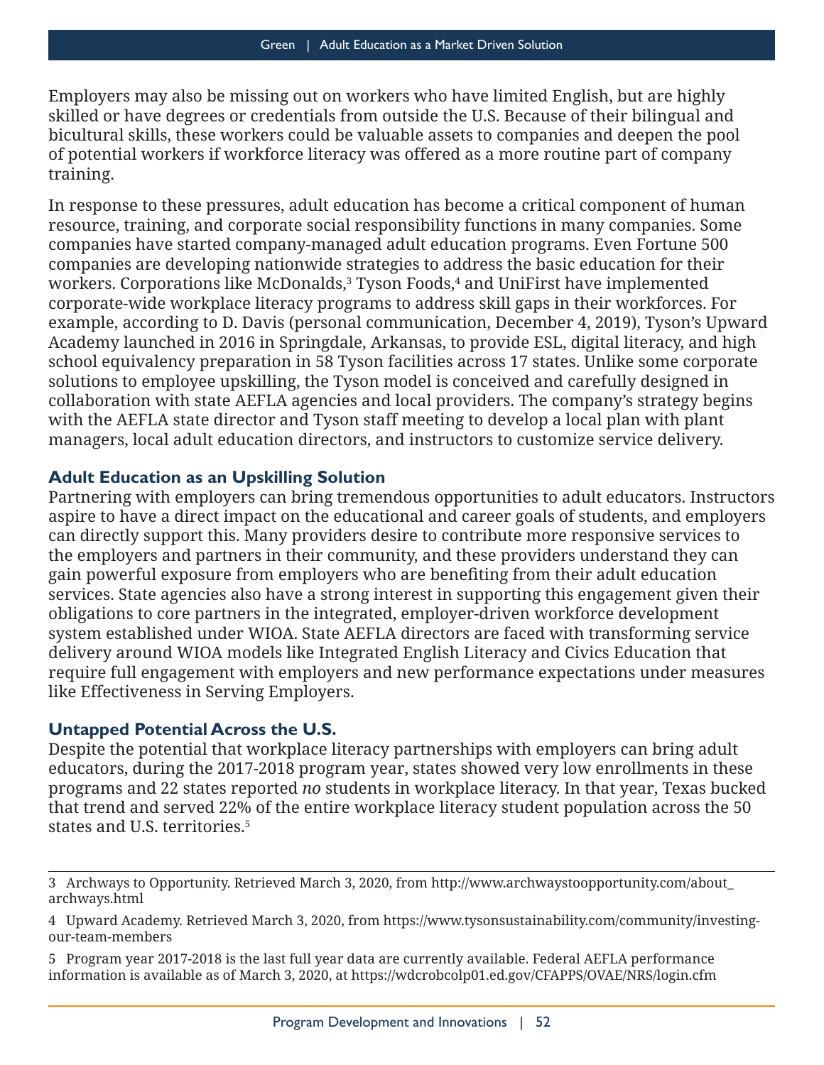Employers may also be missing out on workers who have limited English, but are highly skilled or have degrees or credentials from outside the U.S. Because of their bilingual and bicultural skills, these workers could be valuable assets to companies and deepen the pool of potential workers if workforce literacy was offered as a more routine part of company training.

In response to these pressures, adult education has become a critical component of human resource, training, and corporate social responsibility functions in many companies. Some companies have started company-managed adult education programs. Even Fortune 500 companies are developing nationwide strategies to address the basic education for their workers. Corporations like McDonalds,[3] Tyson Foods,[4] and UniFirst have implemented corporate-wide workplace literacy programs to address skill gaps in their workforces. For example, according to D. Davis (personal communication, December 4, 2019), Tyson's Upward Academy launched in 2016 in Springdale, Arkansas, to provide ESL, digital literacy, and high school equivalency preparation in 58 Tyson facilities across 17 states. Unlike some corporate solutions to employee upskilling, the Tyson model is conceived and carefully designed in collaboration with state AEFLA agencies and local providers. The company's strategy begins with the AEFLA state director and Tyson staff meeting to develop a local plan with plant managers, local adult education directors, and instructors to customize service delivery.

## Adult Education as an Upskilling Solution

Partnering with employers can bring tremendous opportunities to adult educators. Instructors aspire to have a direct impact on the educational and career goals of students, and employers can directly support this. Many providers desire to contribute more responsive services to the employers and partners in their community, and these providers understand they can gain powerful exposure from employers who are benefiting from their adult education services. State agencies also have a strong interest in supporting this engagement given their obligations to core partners in the integrated, employer-driven workforce development system established under WIOA. State AEFLA directors are faced with transforming service delivery around WIOA models like Integrated English Literacy and Civics Education that require full engagement with employers and new performance expectations under measures like Effectiveness in Serving Employers.

## Untapped Potential Across the U.S.

Despite the potential that workplace literacy partnerships with employers can bring adult educators, during the 2017-2018 program year, states showed very low enrollments in these programs and 22 states reported *no* students in workplace literacy. In that year, Texas bucked that trend and served 22% of the entire workplace literacy student population across the 50 states and U.S. territories.[5]

---

3 Archways to Opportunity. Retrieved March 3, 2020, from http://www.archwaystoopportunity.com/about_archways.html

4 Upward Academy. Retrieved March 3, 2020, from https://www.tysonsustainability.com/community/investing-our-team-members

5 Program year 2017-2018 is the last full year data are currently available. Federal AEFLA performance information is available as of March 3, 2020, at https://wdcrobcolp01.ed.gov/CFAPPS/OVAE/NRS/login.cfm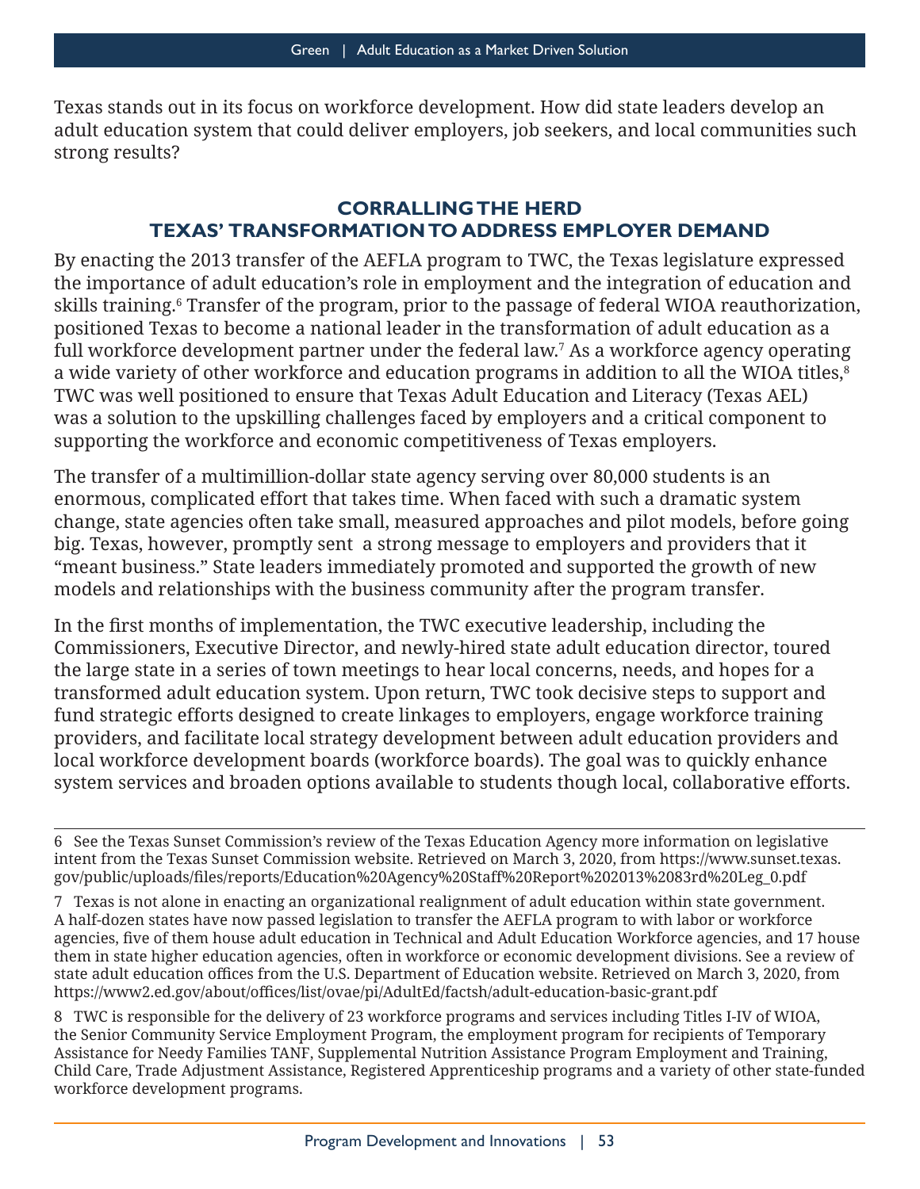Texas stands out in its focus on workforce development. How did state leaders develop an adult education system that could deliver employers, job seekers, and local communities such strong results?

## CORRALLING THE HERD
## TEXAS' TRANSFORMATION TO ADDRESS EMPLOYER DEMAND

By enacting the 2013 transfer of the AEFLA program to TWC, the Texas legislature expressed the importance of adult education's role in employment and the integration of education and skills training.[6] Transfer of the program, prior to the passage of federal WIOA reauthorization, positioned Texas to become a national leader in the transformation of adult education as a full workforce development partner under the federal law.[7] As a workforce agency operating a wide variety of other workforce and education programs in addition to all the WIOA titles,[8] TWC was well positioned to ensure that Texas Adult Education and Literacy (Texas AEL) was a solution to the upskilling challenges faced by employers and a critical component to supporting the workforce and economic competitiveness of Texas employers.

The transfer of a multimillion-dollar state agency serving over 80,000 students is an enormous, complicated effort that takes time. When faced with such a dramatic system change, state agencies often take small, measured approaches and pilot models, before going big. Texas, however, promptly sent a strong message to employers and providers that it "meant business." State leaders immediately promoted and supported the growth of new models and relationships with the business community after the program transfer.

In the first months of implementation, the TWC executive leadership, including the Commissioners, Executive Director, and newly-hired state adult education director, toured the large state in a series of town meetings to hear local concerns, needs, and hopes for a transformed adult education system. Upon return, TWC took decisive steps to support and fund strategic efforts designed to create linkages to employers, engage workforce training providers, and facilitate local strategy development between adult education providers and local workforce development boards (workforce boards). The goal was to quickly enhance system services and broaden options available to students though local, collaborative efforts.

---

6 See the Texas Sunset Commission's review of the Texas Education Agency more information on legislative intent from the Texas Sunset Commission website. Retrieved on March 3, 2020, from https://www.sunset.texas.gov/public/uploads/files/reports/Education%20Agency%20Staff%20Report%202013%2083rd%20Leg_0.pdf

7 Texas is not alone in enacting an organizational realignment of adult education within state government. A half-dozen states have now passed legislation to transfer the AEFLA program to with labor or workforce agencies, five of them house adult education in Technical and Adult Education Workforce agencies, and 17 house them in state higher education agencies, often in workforce or economic development divisions. See a review of state adult education offices from the U.S. Department of Education website. Retrieved on March 3, 2020, from https://www2.ed.gov/about/offices/list/ovae/pi/AdultEd/factsh/adult-education-basic-grant.pdf

8 TWC is responsible for the delivery of 23 workforce programs and services including Titles I-IV of WIOA, the Senior Community Service Employment Program, the employment program for recipients of Temporary Assistance for Needy Families TANF, Supplemental Nutrition Assistance Program Employment and Training, Child Care, Trade Adjustment Assistance, Registered Apprenticeship programs and a variety of other state-funded workforce development programs.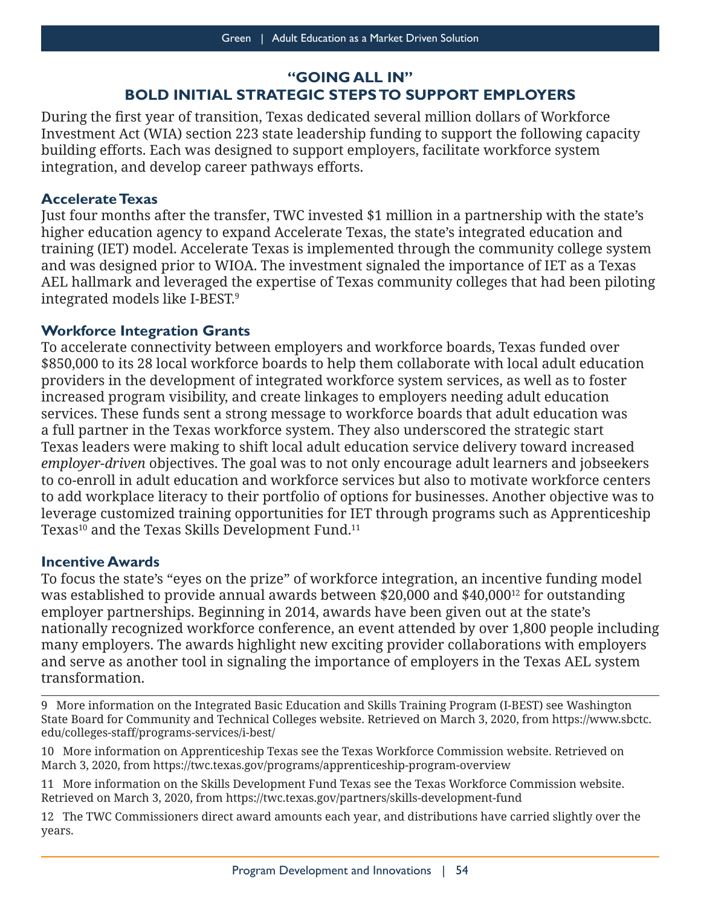## "GOING ALL IN"
## BOLD INITIAL STRATEGIC STEPS TO SUPPORT EMPLOYERS

During the first year of transition, Texas dedicated several million dollars of Workforce Investment Act (WIA) section 223 state leadership funding to support the following capacity building efforts. Each was designed to support employers, facilitate workforce system integration, and develop career pathways efforts.

### Accelerate Texas

Just four months after the transfer, TWC invested $1 million in a partnership with the state's higher education agency to expand Accelerate Texas, the state's integrated education and training (IET) model. Accelerate Texas is implemented through the community college system and was designed prior to WIOA. The investment signaled the importance of IET as a Texas AEL hallmark and leveraged the expertise of Texas community colleges that had been piloting integrated models like I-BEST.[9]

### Workforce Integration Grants

To accelerate connectivity between employers and workforce boards, Texas funded over $850,000 to its 28 local workforce boards to help them collaborate with local adult education providers in the development of integrated workforce system services, as well as to foster increased program visibility, and create linkages to employers needing adult education services. These funds sent a strong message to workforce boards that adult education was a full partner in the Texas workforce system. They also underscored the strategic start Texas leaders were making to shift local adult education service delivery toward increased *employer-driven* objectives. The goal was to not only encourage adult learners and jobseekers to co-enroll in adult education and workforce services but also to motivate workforce centers to add workplace literacy to their portfolio of options for businesses. Another objective was to leverage customized training opportunities for IET through programs such as Apprenticeship Texas[10] and the Texas Skills Development Fund.[11]

### Incentive Awards

To focus the state's "eyes on the prize" of workforce integration, an incentive funding model was established to provide annual awards between $20,000 and $40,000[12] for outstanding employer partnerships. Beginning in 2014, awards have been given out at the state's nationally recognized workforce conference, an event attended by over 1,800 people including many employers. The awards highlight new exciting provider collaborations with employers and serve as another tool in signaling the importance of employers in the Texas AEL system transformation.

---

9 More information on the Integrated Basic Education and Skills Training Program (I-BEST) see Washington State Board for Community and Technical Colleges website. Retrieved on March 3, 2020, from https://www.sbctc.edu/colleges-staff/programs-services/i-best/

10 More information on Apprenticeship Texas see the Texas Workforce Commission website. Retrieved on March 3, 2020, from https://twc.texas.gov/programs/apprenticeship-program-overview

11 More information on the Skills Development Fund Texas see the Texas Workforce Commission website. Retrieved on March 3, 2020, from https://twc.texas.gov/partners/skills-development-fund

12 The TWC Commissioners direct award amounts each year, and distributions have carried slightly over the years.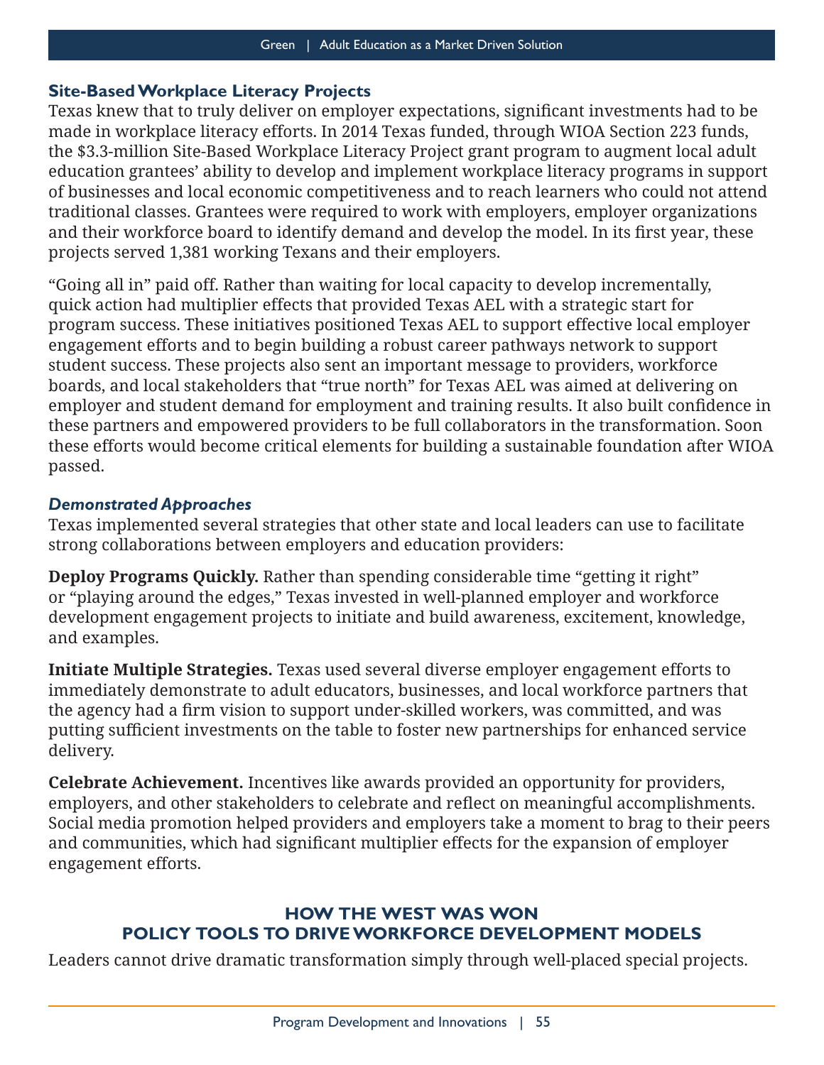### Site-Based Workplace Literacy Projects

Texas knew that to truly deliver on employer expectations, significant investments had to be made in workplace literacy efforts. In 2014 Texas funded, through WIOA Section 223 funds, the $3.3-million Site-Based Workplace Literacy Project grant program to augment local adult education grantees' ability to develop and implement workplace literacy programs in support of businesses and local economic competitiveness and to reach learners who could not attend traditional classes. Grantees were required to work with employers, employer organizations and their workforce board to identify demand and develop the model. In its first year, these projects served 1,381 working Texans and their employers.

"Going all in" paid off. Rather than waiting for local capacity to develop incrementally, quick action had multiplier effects that provided Texas AEL with a strategic start for program success. These initiatives positioned Texas AEL to support effective local employer engagement efforts and to begin building a robust career pathways network to support student success. These projects also sent an important message to providers, workforce boards, and local stakeholders that "true north" for Texas AEL was aimed at delivering on employer and student demand for employment and training results. It also built confidence in these partners and empowered providers to be full collaborators in the transformation. Soon these efforts would become critical elements for building a sustainable foundation after WIOA passed.

#### *Demonstrated Approaches*

Texas implemented several strategies that other state and local leaders can use to facilitate strong collaborations between employers and education providers:

**Deploy Programs Quickly.** Rather than spending considerable time "getting it right" or "playing around the edges," Texas invested in well-planned employer and workforce development engagement projects to initiate and build awareness, excitement, knowledge, and examples.

**Initiate Multiple Strategies.** Texas used several diverse employer engagement efforts to immediately demonstrate to adult educators, businesses, and local workforce partners that the agency had a firm vision to support under-skilled workers, was committed, and was putting sufficient investments on the table to foster new partnerships for enhanced service delivery.

**Celebrate Achievement.** Incentives like awards provided an opportunity for providers, employers, and other stakeholders to celebrate and reflect on meaningful accomplishments. Social media promotion helped providers and employers take a moment to brag to their peers and communities, which had significant multiplier effects for the expansion of employer engagement efforts.

## HOW THE WEST WAS WON
## POLICY TOOLS TO DRIVE WORKFORCE DEVELOPMENT MODELS

Leaders cannot drive dramatic transformation simply through well-placed special projects.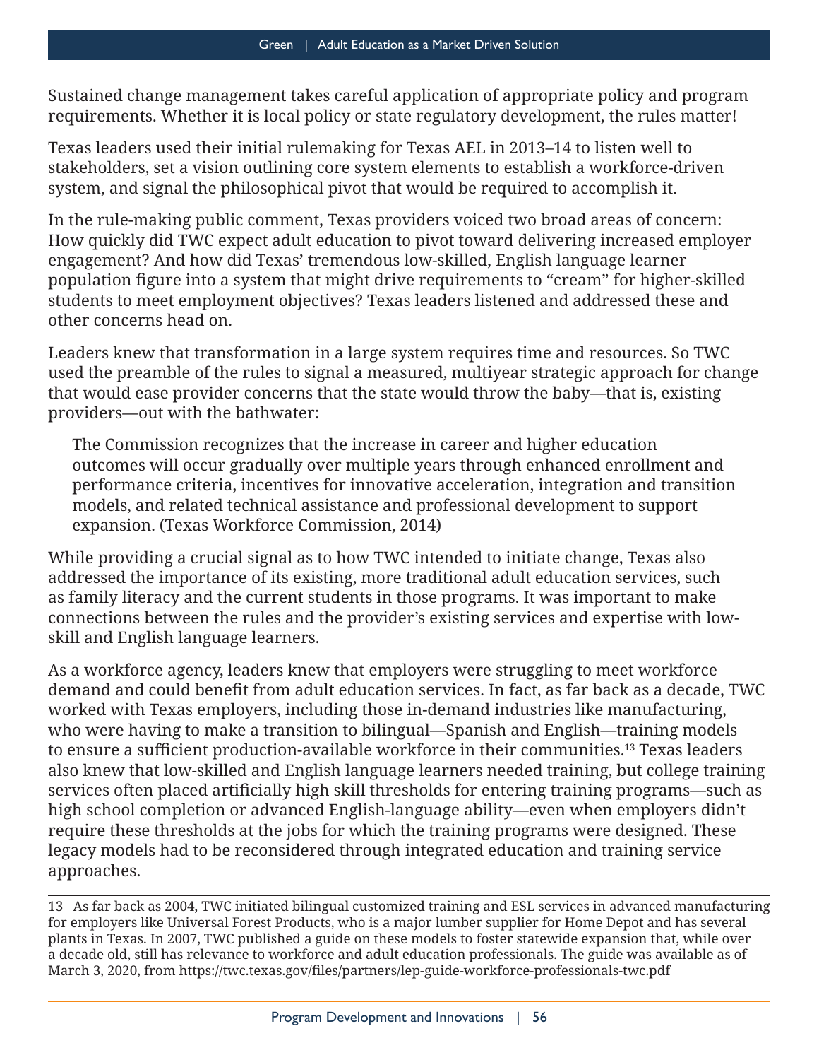Sustained change management takes careful application of appropriate policy and program requirements. Whether it is local policy or state regulatory development, the rules matter!

Texas leaders used their initial rulemaking for Texas AEL in 2013–14 to listen well to stakeholders, set a vision outlining core system elements to establish a workforce-driven system, and signal the philosophical pivot that would be required to accomplish it.

In the rule-making public comment, Texas providers voiced two broad areas of concern: How quickly did TWC expect adult education to pivot toward delivering increased employer engagement? And how did Texas' tremendous low-skilled, English language learner population figure into a system that might drive requirements to "cream" for higher-skilled students to meet employment objectives? Texas leaders listened and addressed these and other concerns head on.

Leaders knew that transformation in a large system requires time and resources. So TWC used the preamble of the rules to signal a measured, multiyear strategic approach for change that would ease provider concerns that the state would throw the baby—that is, existing providers—out with the bathwater:

> The Commission recognizes that the increase in career and higher education outcomes will occur gradually over multiple years through enhanced enrollment and performance criteria, incentives for innovative acceleration, integration and transition models, and related technical assistance and professional development to support expansion. (Texas Workforce Commission, 2014)

While providing a crucial signal as to how TWC intended to initiate change, Texas also addressed the importance of its existing, more traditional adult education services, such as family literacy and the current students in those programs. It was important to make connections between the rules and the provider's existing services and expertise with low-skill and English language learners.

As a workforce agency, leaders knew that employers were struggling to meet workforce demand and could benefit from adult education services. In fact, as far back as a decade, TWC worked with Texas employers, including those in-demand industries like manufacturing, who were having to make a transition to bilingual—Spanish and English—training models to ensure a sufficient production-available workforce in their communities.[13] Texas leaders also knew that low-skilled and English language learners needed training, but college training services often placed artificially high skill thresholds for entering training programs—such as high school completion or advanced English-language ability—even when employers didn't require these thresholds at the jobs for which the training programs were designed. These legacy models had to be reconsidered through integrated education and training service approaches.

---

13 As far back as 2004, TWC initiated bilingual customized training and ESL services in advanced manufacturing for employers like Universal Forest Products, who is a major lumber supplier for Home Depot and has several plants in Texas. In 2007, TWC published a guide on these models to foster statewide expansion that, while over a decade old, still has relevance to workforce and adult education professionals. The guide was available as of March 3, 2020, from https://twc.texas.gov/files/partners/lep-guide-workforce-professionals-twc.pdf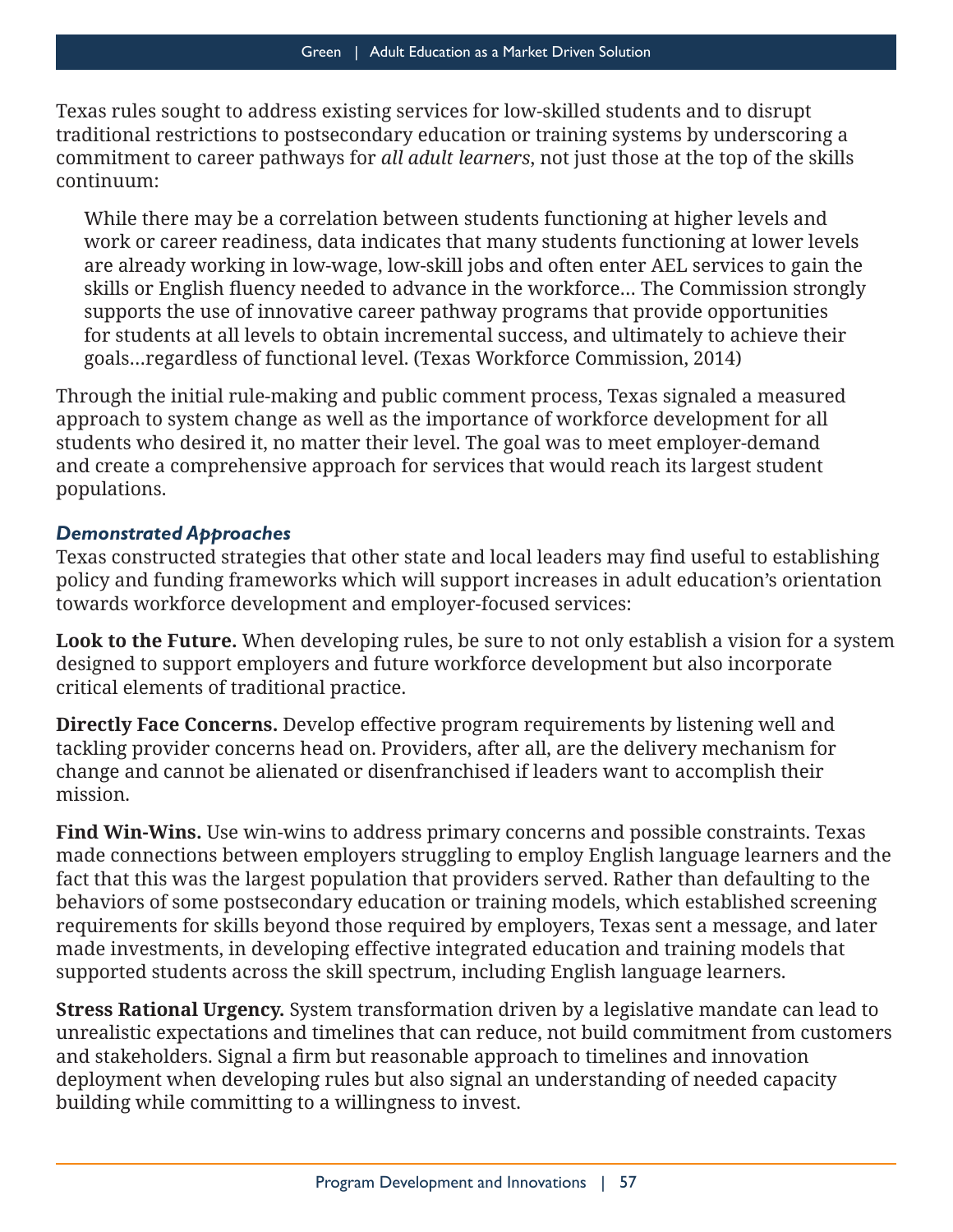Texas rules sought to address existing services for low-skilled students and to disrupt traditional restrictions to postsecondary education or training systems by underscoring a commitment to career pathways for *all adult learners*, not just those at the top of the skills continuum:

> While there may be a correlation between students functioning at higher levels and work or career readiness, data indicates that many students functioning at lower levels are already working in low-wage, low-skill jobs and often enter AEL services to gain the skills or English fluency needed to advance in the workforce… The Commission strongly supports the use of innovative career pathway programs that provide opportunities for students at all levels to obtain incremental success, and ultimately to achieve their goals…regardless of functional level. (Texas Workforce Commission, 2014)

Through the initial rule-making and public comment process, Texas signaled a measured approach to system change as well as the importance of workforce development for all students who desired it, no matter their level. The goal was to meet employer-demand and create a comprehensive approach for services that would reach its largest student populations.

### *Demonstrated Approaches*

Texas constructed strategies that other state and local leaders may find useful to establishing policy and funding frameworks which will support increases in adult education's orientation towards workforce development and employer-focused services:

**Look to the Future.** When developing rules, be sure to not only establish a vision for a system designed to support employers and future workforce development but also incorporate critical elements of traditional practice.

**Directly Face Concerns.** Develop effective program requirements by listening well and tackling provider concerns head on. Providers, after all, are the delivery mechanism for change and cannot be alienated or disenfranchised if leaders want to accomplish their mission.

**Find Win-Wins.** Use win-wins to address primary concerns and possible constraints. Texas made connections between employers struggling to employ English language learners and the fact that this was the largest population that providers served. Rather than defaulting to the behaviors of some postsecondary education or training models, which established screening requirements for skills beyond those required by employers, Texas sent a message, and later made investments, in developing effective integrated education and training models that supported students across the skill spectrum, including English language learners.

**Stress Rational Urgency.** System transformation driven by a legislative mandate can lead to unrealistic expectations and timelines that can reduce, not build commitment from customers and stakeholders. Signal a firm but reasonable approach to timelines and innovation deployment when developing rules but also signal an understanding of needed capacity building while committing to a willingness to invest.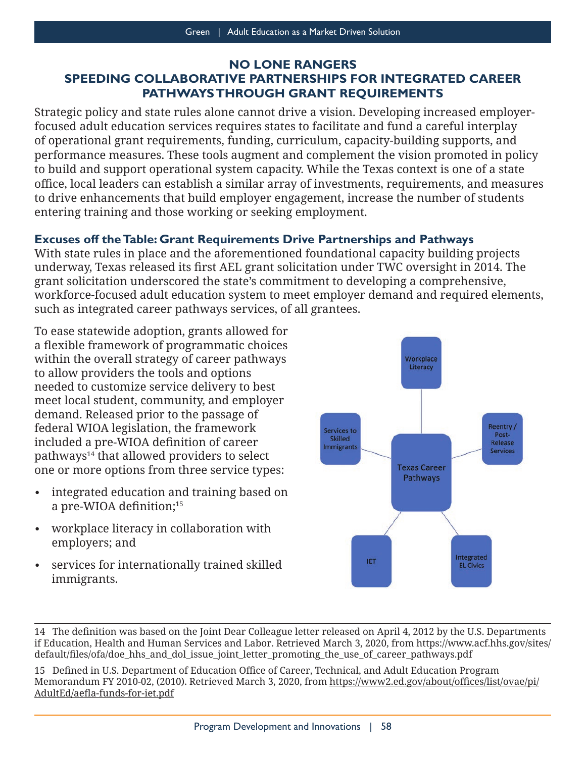## NO LONE RANGERS
## SPEEDING COLLABORATIVE PARTNERSHIPS FOR INTEGRATED CAREER PATHWAYS THROUGH GRANT REQUIREMENTS

Strategic policy and state rules alone cannot drive a vision. Developing increased employer-focused adult education services requires states to facilitate and fund a careful interplay of operational grant requirements, funding, curriculum, capacity-building supports, and performance measures. These tools augment and complement the vision promoted in policy to build and support operational system capacity. While the Texas context is one of a state office, local leaders can establish a similar array of investments, requirements, and measures to drive enhancements that build employer engagement, increase the number of students entering training and those working or seeking employment.

### Excuses off the Table: Grant Requirements Drive Partnerships and Pathways

With state rules in place and the aforementioned foundational capacity building projects underway, Texas released its first AEL grant solicitation under TWC oversight in 2014. The grant solicitation underscored the state's commitment to developing a comprehensive, workforce-focused adult education system to meet employer demand and required elements, such as integrated career pathways services, of all grantees.

To ease statewide adoption, grants allowed for a flexible framework of programmatic choices within the overall strategy of career pathways to allow providers the tools and options needed to customize service delivery to best meet local student, community, and employer demand. Released prior to the passage of federal WIOA legislation, the framework included a pre-WIOA definition of career pathways[14] that allowed providers to select one or more options from three service types:

- integrated education and training based on a pre-WIOA definition;[15]
- workplace literacy in collaboration with employers; and
- services for internationally trained skilled immigrants.

Workplace Literacy
Services to Skilled Immigrants
Reentry / Post-Release Services
Texas Career Pathways
IET
Integrated EL Civics

14 The definition was based on the Joint Dear Colleague letter released on April 4, 2012 by the U.S. Departments if Education, Health and Human Services and Labor. Retrieved March 3, 2020, from https://www.acf.hhs.gov/sites/default/files/ofa/doe_hhs_and_dol_issue_joint_letter_promoting_the_use_of_career_pathways.pdf

15 Defined in U.S. Department of Education Office of Career, Technical, and Adult Education Program Memorandum FY 2010-02, (2010). Retrieved March 3, 2020, from https://www2.ed.gov/about/offices/list/ovae/pi/AdultEd/aefla-funds-for-iet.pdf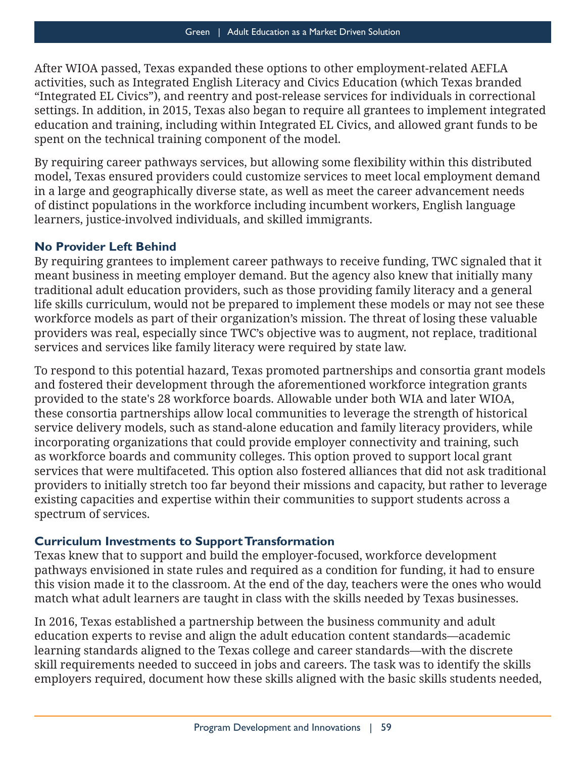After WIOA passed, Texas expanded these options to other employment-related AEFLA activities, such as Integrated English Literacy and Civics Education (which Texas branded “Integrated EL Civics”), and reentry and post-release services for individuals in correctional settings. In addition, in 2015, Texas also began to require all grantees to implement integrated education and training, including within Integrated EL Civics, and allowed grant funds to be spent on the technical training component of the model.

By requiring career pathways services, but allowing some flexibility within this distributed model, Texas ensured providers could customize services to meet local employment demand in a large and geographically diverse state, as well as meet the career advancement needs of distinct populations in the workforce including incumbent workers, English language learners, justice-involved individuals, and skilled immigrants.

### No Provider Left Behind

By requiring grantees to implement career pathways to receive funding, TWC signaled that it meant business in meeting employer demand. But the agency also knew that initially many traditional adult education providers, such as those providing family literacy and a general life skills curriculum, would not be prepared to implement these models or may not see these workforce models as part of their organization’s mission. The threat of losing these valuable providers was real, especially since TWC’s objective was to augment, not replace, traditional services and services like family literacy were required by state law.

To respond to this potential hazard, Texas promoted partnerships and consortia grant models and fostered their development through the aforementioned workforce integration grants provided to the state's 28 workforce boards. Allowable under both WIA and later WIOA, these consortia partnerships allow local communities to leverage the strength of historical service delivery models, such as stand-alone education and family literacy providers, while incorporating organizations that could provide employer connectivity and training, such as workforce boards and community colleges. This option proved to support local grant services that were multifaceted. This option also fostered alliances that did not ask traditional providers to initially stretch too far beyond their missions and capacity, but rather to leverage existing capacities and expertise within their communities to support students across a spectrum of services.

### Curriculum Investments to Support Transformation

Texas knew that to support and build the employer-focused, workforce development pathways envisioned in state rules and required as a condition for funding, it had to ensure this vision made it to the classroom. At the end of the day, teachers were the ones who would match what adult learners are taught in class with the skills needed by Texas businesses.

In 2016, Texas established a partnership between the business community and adult education experts to revise and align the adult education content standards—academic learning standards aligned to the Texas college and career standards—with the discrete skill requirements needed to succeed in jobs and careers. The task was to identify the skills employers required, document how these skills aligned with the basic skills students needed,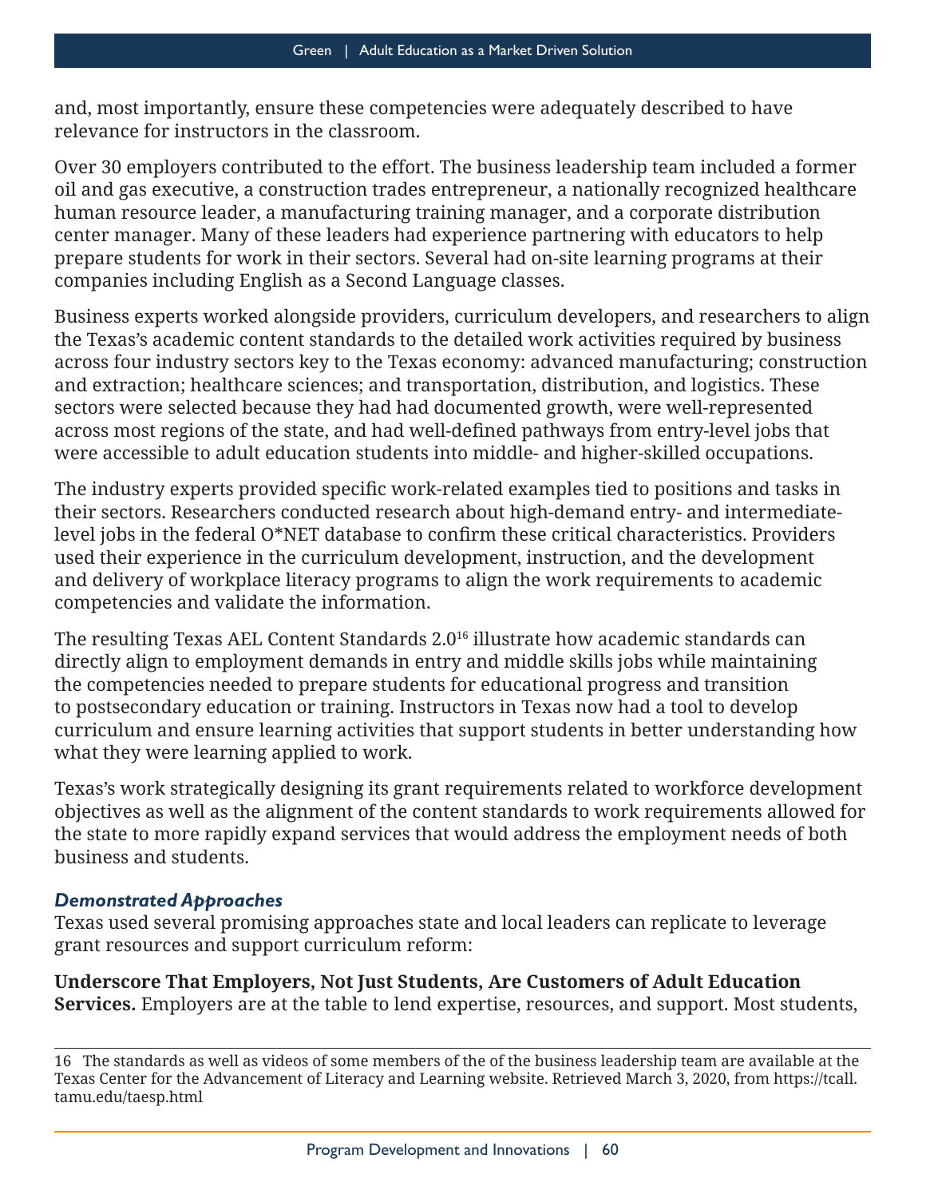and, most importantly, ensure these competencies were adequately described to have relevance for instructors in the classroom.

Over 30 employers contributed to the effort. The business leadership team included a former oil and gas executive, a construction trades entrepreneur, a nationally recognized healthcare human resource leader, a manufacturing training manager, and a corporate distribution center manager. Many of these leaders had experience partnering with educators to help prepare students for work in their sectors. Several had on-site learning programs at their companies including English as a Second Language classes.

Business experts worked alongside providers, curriculum developers, and researchers to align the Texas's academic content standards to the detailed work activities required by business across four industry sectors key to the Texas economy: advanced manufacturing; construction and extraction; healthcare sciences; and transportation, distribution, and logistics. These sectors were selected because they had had documented growth, were well-represented across most regions of the state, and had well-defined pathways from entry-level jobs that were accessible to adult education students into middle- and higher-skilled occupations.

The industry experts provided specific work-related examples tied to positions and tasks in their sectors. Researchers conducted research about high-demand entry- and intermediate-level jobs in the federal O*NET database to confirm these critical characteristics. Providers used their experience in the curriculum development, instruction, and the development and delivery of workplace literacy programs to align the work requirements to academic competencies and validate the information.

The resulting Texas AEL Content Standards 2.0[16] illustrate how academic standards can directly align to employment demands in entry and middle skills jobs while maintaining the competencies needed to prepare students for educational progress and transition to postsecondary education or training. Instructors in Texas now had a tool to develop curriculum and ensure learning activities that support students in better understanding how what they were learning applied to work.

Texas's work strategically designing its grant requirements related to workforce development objectives as well as the alignment of the content standards to work requirements allowed for the state to more rapidly expand services that would address the employment needs of both business and students.

### *Demonstrated Approaches*

Texas used several promising approaches state and local leaders can replicate to leverage grant resources and support curriculum reform:

**Underscore That Employers, Not Just Students, Are Customers of Adult Education Services.** Employers are at the table to lend expertise, resources, and support. Most students,

---

16 The standards as well as videos of some members of the of the business leadership team are available at the Texas Center for the Advancement of Literacy and Learning website. Retrieved March 3, 2020, from https://tcall.tamu.edu/taesp.html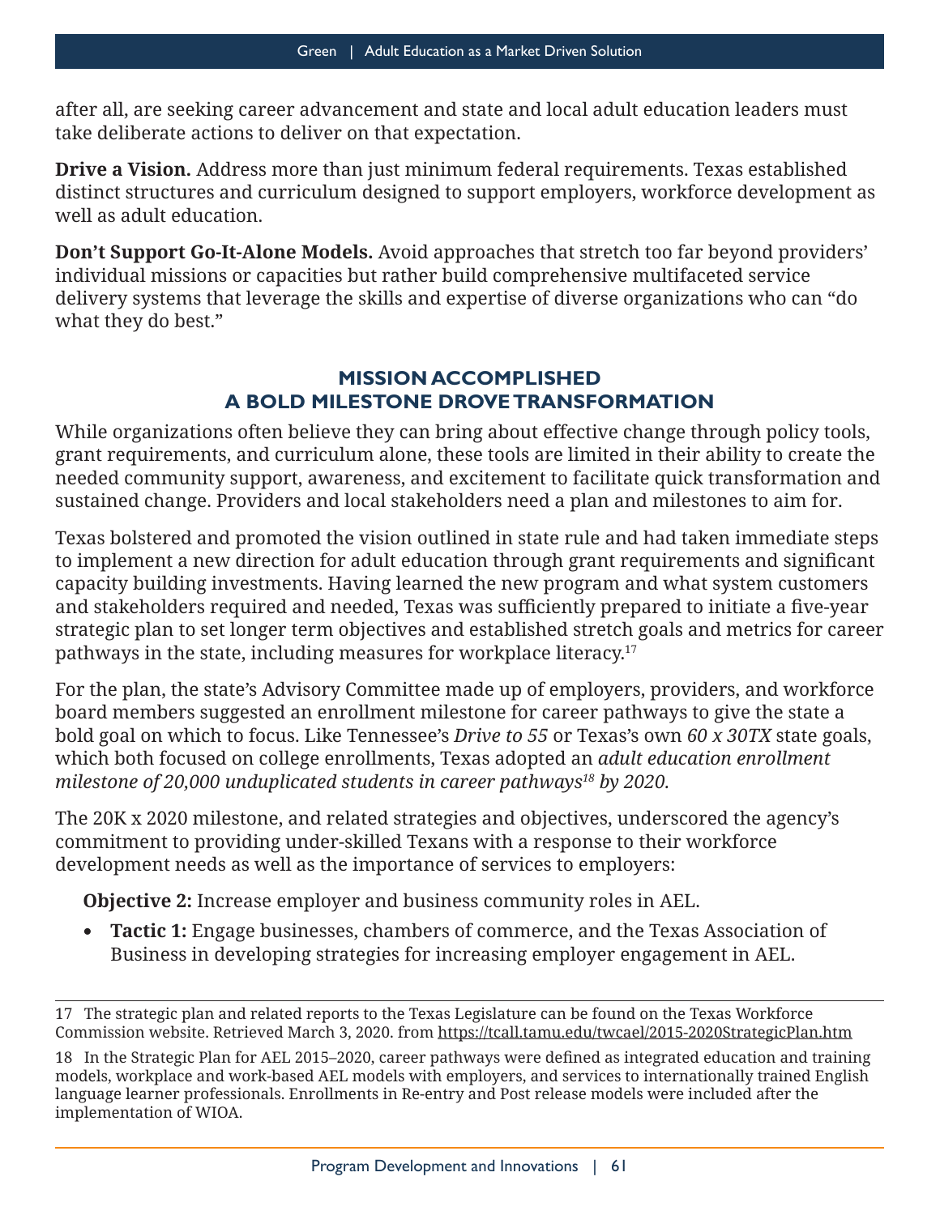after all, are seeking career advancement and state and local adult education leaders must take deliberate actions to deliver on that expectation.

**Drive a Vision.** Address more than just minimum federal requirements. Texas established distinct structures and curriculum designed to support employers, workforce development as well as adult education.

**Don't Support Go-It-Alone Models.** Avoid approaches that stretch too far beyond providers' individual missions or capacities but rather build comprehensive multifaceted service delivery systems that leverage the skills and expertise of diverse organizations who can "do what they do best."

## MISSION ACCOMPLISHED
## A BOLD MILESTONE DROVE TRANSFORMATION

While organizations often believe they can bring about effective change through policy tools, grant requirements, and curriculum alone, these tools are limited in their ability to create the needed community support, awareness, and excitement to facilitate quick transformation and sustained change. Providers and local stakeholders need a plan and milestones to aim for.

Texas bolstered and promoted the vision outlined in state rule and had taken immediate steps to implement a new direction for adult education through grant requirements and significant capacity building investments. Having learned the new program and what system customers and stakeholders required and needed, Texas was sufficiently prepared to initiate a five-year strategic plan to set longer term objectives and established stretch goals and metrics for career pathways in the state, including measures for workplace literacy.[17]

For the plan, the state's Advisory Committee made up of employers, providers, and workforce board members suggested an enrollment milestone for career pathways to give the state a bold goal on which to focus. Like Tennessee's *Drive to 55* or Texas's own *60 x 30TX* state goals, which both focused on college enrollments, Texas adopted an *adult education enrollment milestone of 20,000 unduplicated students in career pathways[18] by 2020*.

The 20K x 2020 milestone, and related strategies and objectives, underscored the agency's commitment to providing under-skilled Texans with a response to their workforce development needs as well as the importance of services to employers:

**Objective 2:** Increase employer and business community roles in AEL.

- **Tactic 1:** Engage businesses, chambers of commerce, and the Texas Association of Business in developing strategies for increasing employer engagement in AEL.

---

17 The strategic plan and related reports to the Texas Legislature can be found on the Texas Workforce Commission website. Retrieved March 3, 2020. from https://tcall.tamu.edu/twcael/2015-2020StrategicPlan.htm

18 In the Strategic Plan for AEL 2015–2020, career pathways were defined as integrated education and training models, workplace and work-based AEL models with employers, and services to internationally trained English language learner professionals. Enrollments in Re-entry and Post release models were included after the implementation of WIOA.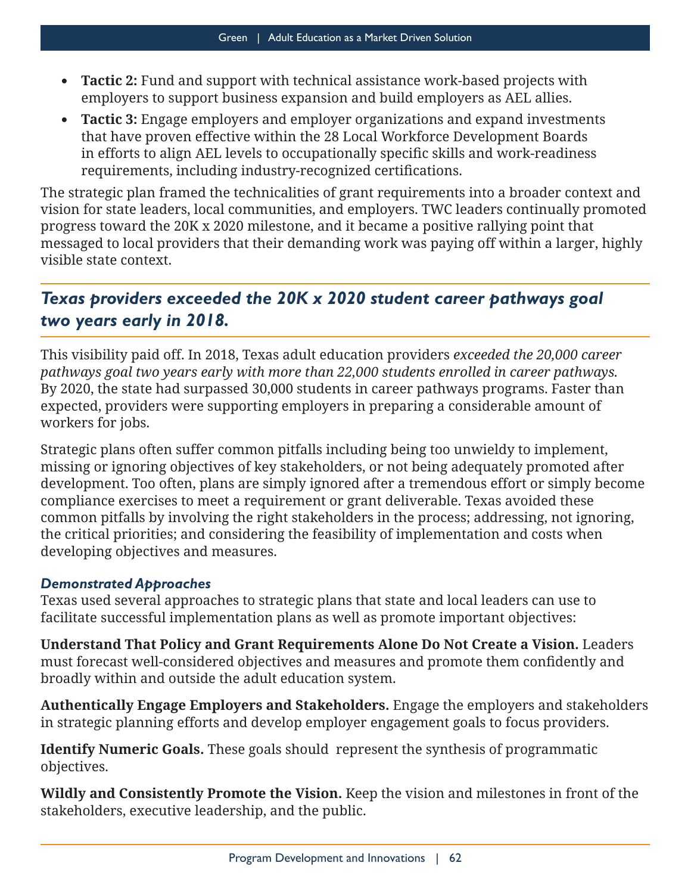- **Tactic 2:** Fund and support with technical assistance work-based projects with employers to support business expansion and build employers as AEL allies.
- **Tactic 3:** Engage employers and employer organizations and expand investments that have proven effective within the 28 Local Workforce Development Boards in efforts to align AEL levels to occupationally specific skills and work-readiness requirements, including industry-recognized certifications.

The strategic plan framed the technicalities of grant requirements into a broader context and vision for state leaders, local communities, and employers. TWC leaders continually promoted progress toward the 20K x 2020 milestone, and it became a positive rallying point that messaged to local providers that their demanding work was paying off within a larger, highly visible state context.

## *Texas providers exceeded the 20K x 2020 student career pathways goal two years early in 2018.*

This visibility paid off. In 2018, Texas adult education providers *exceeded the 20,000 career pathways goal two years early with more than 22,000 students enrolled in career pathways.* By 2020, the state had surpassed 30,000 students in career pathways programs. Faster than expected, providers were supporting employers in preparing a considerable amount of workers for jobs.

Strategic plans often suffer common pitfalls including being too unwieldy to implement, missing or ignoring objectives of key stakeholders, or not being adequately promoted after development. Too often, plans are simply ignored after a tremendous effort or simply become compliance exercises to meet a requirement or grant deliverable. Texas avoided these common pitfalls by involving the right stakeholders in the process; addressing, not ignoring, the critical priorities; and considering the feasibility of implementation and costs when developing objectives and measures.

### *Demonstrated Approaches*

Texas used several approaches to strategic plans that state and local leaders can use to facilitate successful implementation plans as well as promote important objectives:

**Understand That Policy and Grant Requirements Alone Do Not Create a Vision.** Leaders must forecast well-considered objectives and measures and promote them confidently and broadly within and outside the adult education system.

**Authentically Engage Employers and Stakeholders.** Engage the employers and stakeholders in strategic planning efforts and develop employer engagement goals to focus providers.

**Identify Numeric Goals.** These goals should represent the synthesis of programmatic objectives.

**Wildly and Consistently Promote the Vision.** Keep the vision and milestones in front of the stakeholders, executive leadership, and the public.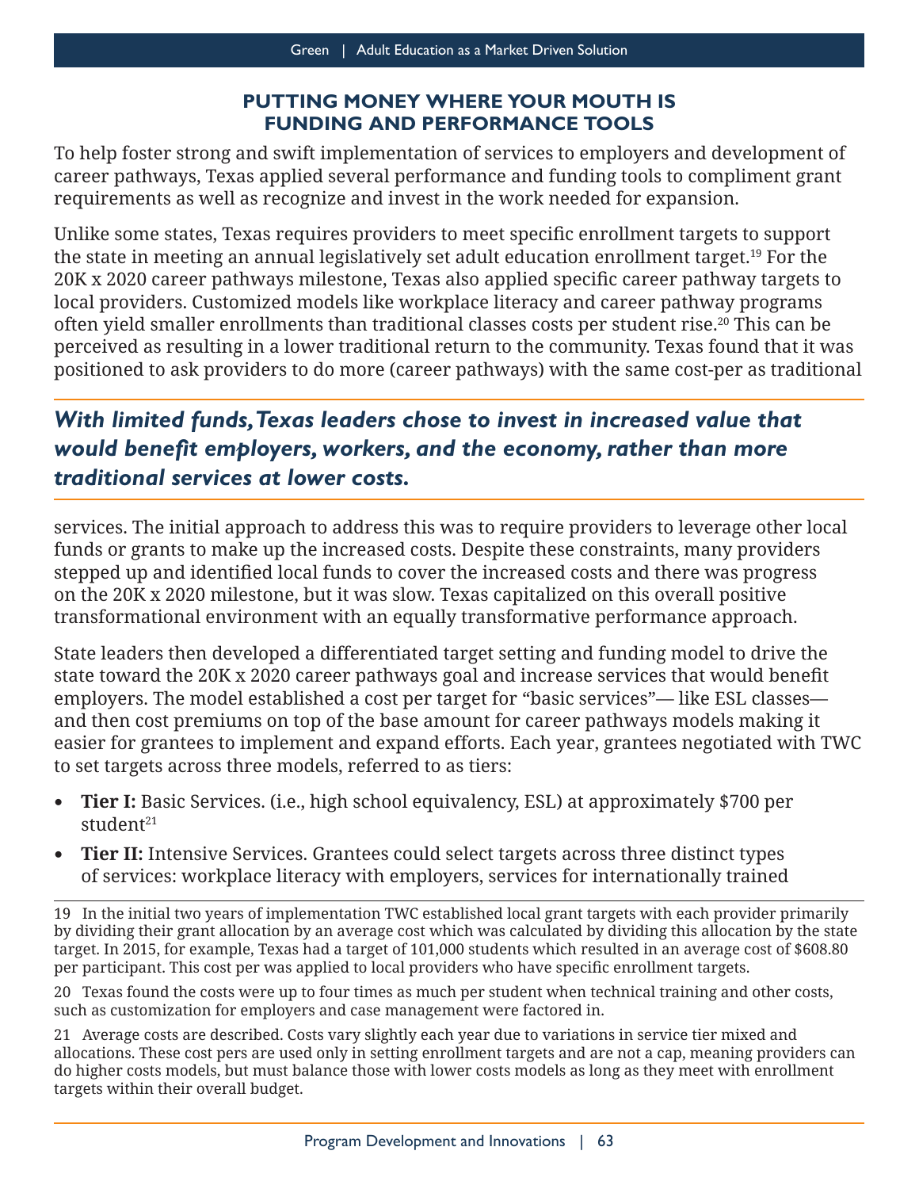## PUTTING MONEY WHERE YOUR MOUTH IS FUNDING AND PERFORMANCE TOOLS

To help foster strong and swift implementation of services to employers and development of career pathways, Texas applied several performance and funding tools to compliment grant requirements as well as recognize and invest in the work needed for expansion.

Unlike some states, Texas requires providers to meet specific enrollment targets to support the state in meeting an annual legislatively set adult education enrollment target.[19] For the 20K x 2020 career pathways milestone, Texas also applied specific career pathway targets to local providers. Customized models like workplace literacy and career pathway programs often yield smaller enrollments than traditional classes costs per student rise.[20] This can be perceived as resulting in a lower traditional return to the community. Texas found that it was positioned to ask providers to do more (career pathways) with the same cost-per as traditional services. The initial approach to address this was to require providers to leverage other local funds or grants to make up the increased costs. Despite these constraints, many providers stepped up and identified local funds to cover the increased costs and there was progress on the 20K x 2020 milestone, but it was slow. Texas capitalized on this overall positive transformational environment with an equally transformative performance approach.

***With limited funds, Texas leaders chose to invest in increased value that would benefit employers, workers, and the economy, rather than more traditional services at lower costs.***

State leaders then developed a differentiated target setting and funding model to drive the state toward the 20K x 2020 career pathways goal and increase services that would benefit employers. The model established a cost per target for "basic services"— like ESL classes— and then cost premiums on top of the base amount for career pathways models making it easier for grantees to implement and expand efforts. Each year, grantees negotiated with TWC to set targets across three models, referred to as tiers:

- **Tier I:** Basic Services. (i.e., high school equivalency, ESL) at approximately $700 per student[21]
- **Tier II:** Intensive Services. Grantees could select targets across three distinct types of services: workplace literacy with employers, services for internationally trained

---

19 In the initial two years of implementation TWC established local grant targets with each provider primarily by dividing their grant allocation by an average cost which was calculated by dividing this allocation by the state target. In 2015, for example, Texas had a target of 101,000 students which resulted in an average cost of $608.80 per participant. This cost per was applied to local providers who have specific enrollment targets.

20 Texas found the costs were up to four times as much per student when technical training and other costs, such as customization for employers and case management were factored in.

21 Average costs are described. Costs vary slightly each year due to variations in service tier mixed and allocations. These cost pers are used only in setting enrollment targets and are not a cap, meaning providers can do higher costs models, but must balance those with lower costs models as long as they meet with enrollment targets within their overall budget.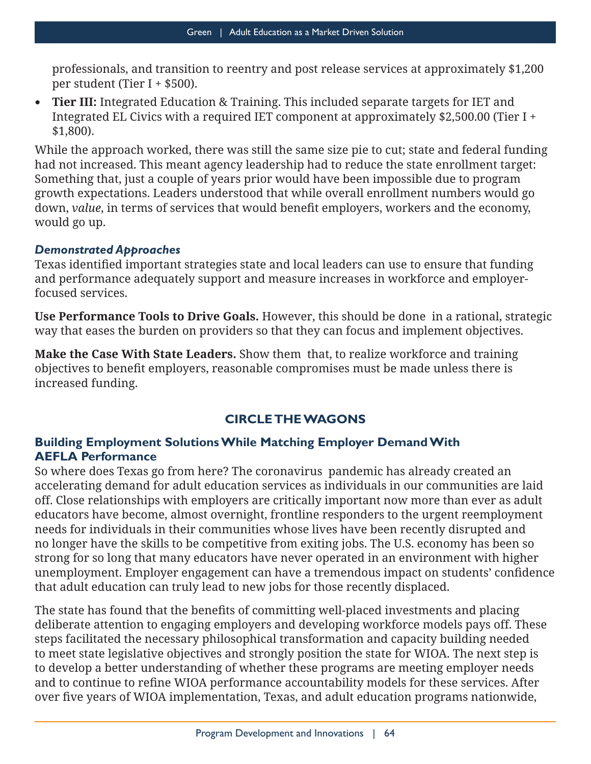professionals, and transition to reentry and post release services at approximately $1,200 per student (Tier I + $500).

- **Tier III:** Integrated Education & Training. This included separate targets for IET and Integrated EL Civics with a required IET component at approximately $2,500.00 (Tier I + $1,800).

While the approach worked, there was still the same size pie to cut; state and federal funding had not increased. This meant agency leadership had to reduce the state enrollment target: Something that, just a couple of years prior would have been impossible due to program growth expectations. Leaders understood that while overall enrollment numbers would go down, *value*, in terms of services that would benefit employers, workers and the economy, would go up.

### *Demonstrated Approaches*

Texas identified important strategies state and local leaders can use to ensure that funding and performance adequately support and measure increases in workforce and employer-focused services.

**Use Performance Tools to Drive Goals.** However, this should be done in a rational, strategic way that eases the burden on providers so that they can focus and implement objectives.

**Make the Case With State Leaders.** Show them that, to realize workforce and training objectives to benefit employers, reasonable compromises must be made unless there is increased funding.

## CIRCLE THE WAGONS

### Building Employment Solutions While Matching Employer Demand With AEFLA Performance

So where does Texas go from here? The coronavirus pandemic has already created an accelerating demand for adult education services as individuals in our communities are laid off. Close relationships with employers are critically important now more than ever as adult educators have become, almost overnight, frontline responders to the urgent reemployment needs for individuals in their communities whose lives have been recently disrupted and no longer have the skills to be competitive from exiting jobs. The U.S. economy has been so strong for so long that many educators have never operated in an environment with higher unemployment. Employer engagement can have a tremendous impact on students' confidence that adult education can truly lead to new jobs for those recently displaced.

The state has found that the benefits of committing well-placed investments and placing deliberate attention to engaging employers and developing workforce models pays off. These steps facilitated the necessary philosophical transformation and capacity building needed to meet state legislative objectives and strongly position the state for WIOA. The next step is to develop a better understanding of whether these programs are meeting employer needs and to continue to refine WIOA performance accountability models for these services. After over five years of WIOA implementation, Texas, and adult education programs nationwide,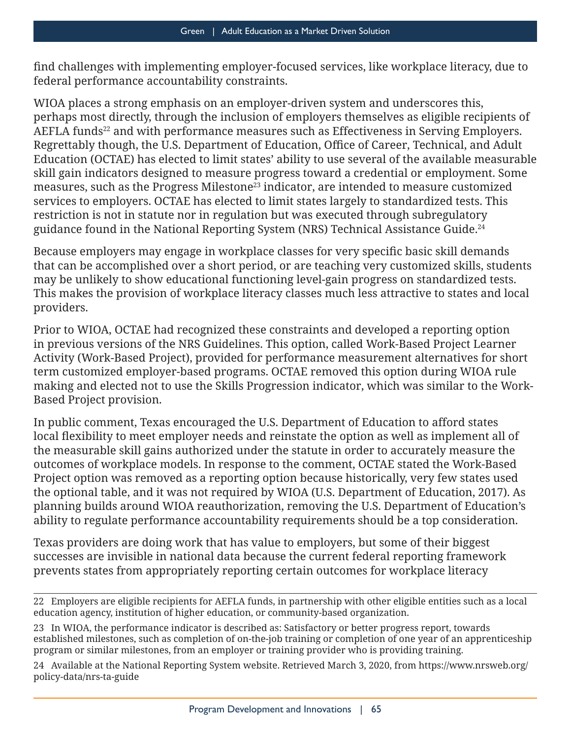find challenges with implementing employer-focused services, like workplace literacy, due to federal performance accountability constraints.

WIOA places a strong emphasis on an employer-driven system and underscores this, perhaps most directly, through the inclusion of employers themselves as eligible recipients of AEFLA funds[22] and with performance measures such as Effectiveness in Serving Employers. Regrettably though, the U.S. Department of Education, Office of Career, Technical, and Adult Education (OCTAE) has elected to limit states' ability to use several of the available measurable skill gain indicators designed to measure progress toward a credential or employment. Some measures, such as the Progress Milestone[23] indicator, are intended to measure customized services to employers. OCTAE has elected to limit states largely to standardized tests. This restriction is not in statute nor in regulation but was executed through subregulatory guidance found in the National Reporting System (NRS) Technical Assistance Guide.[24]

Because employers may engage in workplace classes for very specific basic skill demands that can be accomplished over a short period, or are teaching very customized skills, students may be unlikely to show educational functioning level-gain progress on standardized tests. This makes the provision of workplace literacy classes much less attractive to states and local providers.

Prior to WIOA, OCTAE had recognized these constraints and developed a reporting option in previous versions of the NRS Guidelines. This option, called Work-Based Project Learner Activity (Work-Based Project), provided for performance measurement alternatives for short term customized employer-based programs. OCTAE removed this option during WIOA rule making and elected not to use the Skills Progression indicator, which was similar to the Work-Based Project provision.

In public comment, Texas encouraged the U.S. Department of Education to afford states local flexibility to meet employer needs and reinstate the option as well as implement all of the measurable skill gains authorized under the statute in order to accurately measure the outcomes of workplace models. In response to the comment, OCTAE stated the Work-Based Project option was removed as a reporting option because historically, very few states used the optional table, and it was not required by WIOA (U.S. Department of Education, 2017). As planning builds around WIOA reauthorization, removing the U.S. Department of Education's ability to regulate performance accountability requirements should be a top consideration.

Texas providers are doing work that has value to employers, but some of their biggest successes are invisible in national data because the current federal reporting framework prevents states from appropriately reporting certain outcomes for workplace literacy

---

22 Employers are eligible recipients for AEFLA funds, in partnership with other eligible entities such as a local education agency, institution of higher education, or community-based organization.

23 In WIOA, the performance indicator is described as: Satisfactory or better progress report, towards established milestones, such as completion of on-the-job training or completion of one year of an apprenticeship program or similar milestones, from an employer or training provider who is providing training.

24 Available at the National Reporting System website. Retrieved March 3, 2020, from https://www.nrsweb.org/policy-data/nrs-ta-guide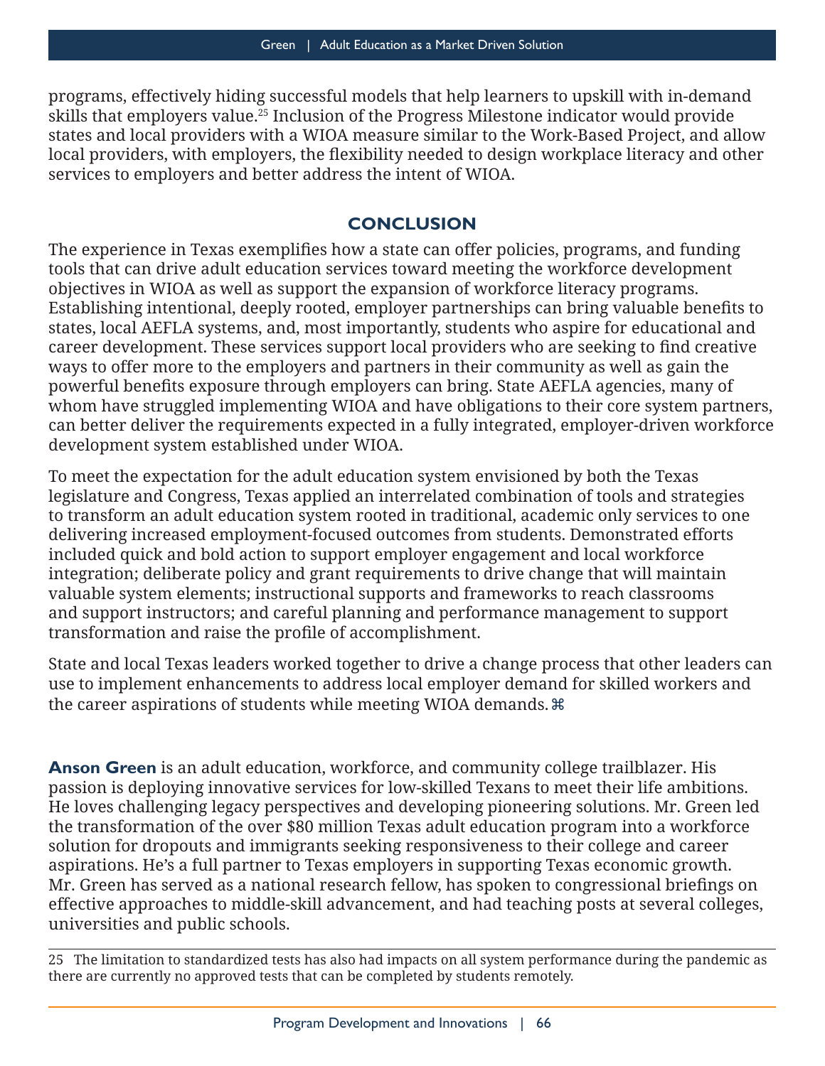programs, effectively hiding successful models that help learners to upskill with in-demand skills that employers value.[25] Inclusion of the Progress Milestone indicator would provide states and local providers with a WIOA measure similar to the Work-Based Project, and allow local providers, with employers, the flexibility needed to design workplace literacy and other services to employers and better address the intent of WIOA.

## CONCLUSION

The experience in Texas exemplifies how a state can offer policies, programs, and funding tools that can drive adult education services toward meeting the workforce development objectives in WIOA as well as support the expansion of workforce literacy programs. Establishing intentional, deeply rooted, employer partnerships can bring valuable benefits to states, local AEFLA systems, and, most importantly, students who aspire for educational and career development. These services support local providers who are seeking to find creative ways to offer more to the employers and partners in their community as well as gain the powerful benefits exposure through employers can bring. State AEFLA agencies, many of whom have struggled implementing WIOA and have obligations to their core system partners, can better deliver the requirements expected in a fully integrated, employer-driven workforce development system established under WIOA.

To meet the expectation for the adult education system envisioned by both the Texas legislature and Congress, Texas applied an interrelated combination of tools and strategies to transform an adult education system rooted in traditional, academic only services to one delivering increased employment-focused outcomes from students. Demonstrated efforts included quick and bold action to support employer engagement and local workforce integration; deliberate policy and grant requirements to drive change that will maintain valuable system elements; instructional supports and frameworks to reach classrooms and support instructors; and careful planning and performance management to support transformation and raise the profile of accomplishment.

State and local Texas leaders worked together to drive a change process that other leaders can use to implement enhancements to address local employer demand for skilled workers and the career aspirations of students while meeting WIOA demands. ⌘

**Anson Green** is an adult education, workforce, and community college trailblazer. His passion is deploying innovative services for low-skilled Texans to meet their life ambitions. He loves challenging legacy perspectives and developing pioneering solutions. Mr. Green led the transformation of the over $80 million Texas adult education program into a workforce solution for dropouts and immigrants seeking responsiveness to their college and career aspirations. He's a full partner to Texas employers in supporting Texas economic growth. Mr. Green has served as a national research fellow, has spoken to congressional briefings on effective approaches to middle-skill advancement, and had teaching posts at several colleges, universities and public schools.

---

25 The limitation to standardized tests has also had impacts on all system performance during the pandemic as there are currently no approved tests that can be completed by students remotely.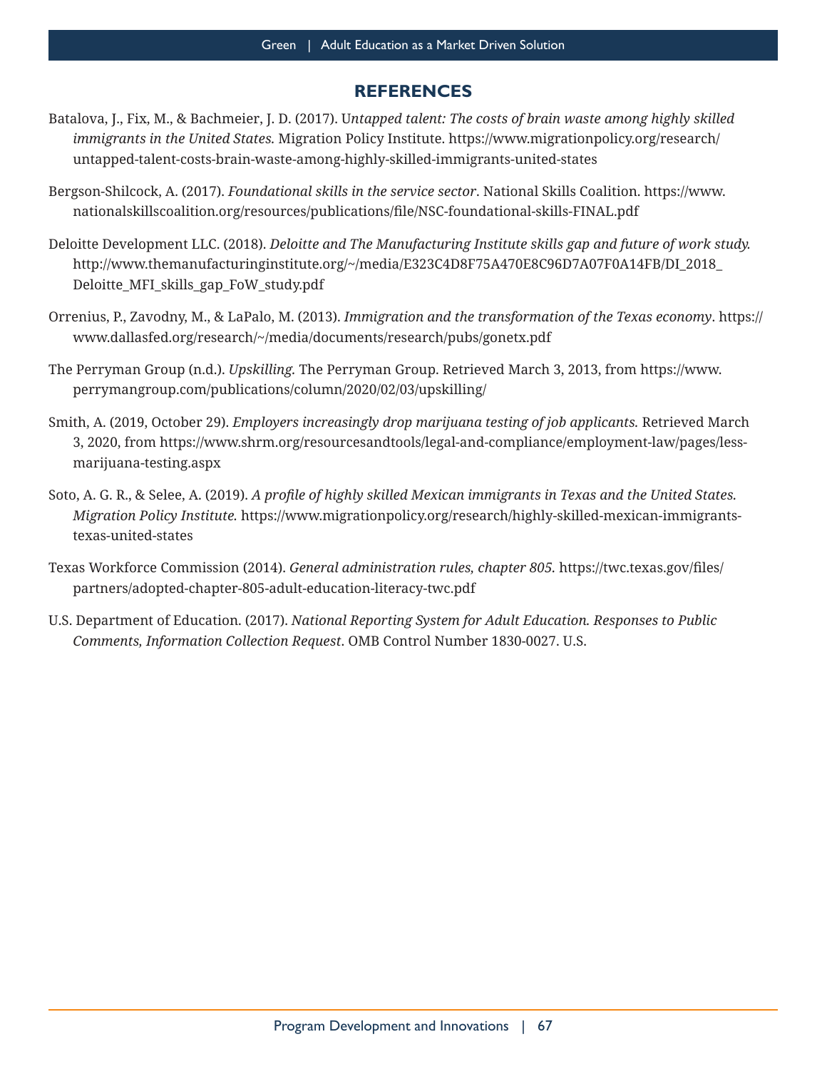## REFERENCES

Batalova, J., Fix, M., & Bachmeier, J. D. (2017). U*ntapped talent: The costs of brain waste among highly skilled immigrants in the United States.* Migration Policy Institute. https://www.migrationpolicy.org/research/untapped-talent-costs-brain-waste-among-highly-skilled-immigrants-united-states

Bergson-Shilcock, A. (2017). *Foundational skills in the service sector*. National Skills Coalition. https://www.nationalskillscoalition.org/resources/publications/file/NSC-foundational-skills-FINAL.pdf

Deloitte Development LLC. (2018). *Deloitte and The Manufacturing Institute skills gap and future of work study.* http://www.themanufacturinginstitute.org/~/media/E323C4D8F75A470E8C96D7A07F0A14FB/DI_2018_Deloitte_MFI_skills_gap_FoW_study.pdf

Orrenius, P., Zavodny, M., & LaPalo, M. (2013). *Immigration and the transformation of the Texas economy*. https://www.dallasfed.org/research/~/media/documents/research/pubs/gonetx.pdf

The Perryman Group (n.d.). *Upskilling.* The Perryman Group. Retrieved March 3, 2013, from https://www.perrymangroup.com/publications/column/2020/02/03/upskilling/

Smith, A. (2019, October 29). *Employers increasingly drop marijuana testing of job applicants.* Retrieved March 3, 2020, from https://www.shrm.org/resourcesandtools/legal-and-compliance/employment-law/pages/less-marijuana-testing.aspx

Soto, A. G. R., & Selee, A. (2019). *A profile of highly skilled Mexican immigrants in Texas and the United States. Migration Policy Institute.* https://www.migrationpolicy.org/research/highly-skilled-mexican-immigrants-texas-united-states

Texas Workforce Commission (2014). *General administration rules, chapter 805.* https://twc.texas.gov/files/partners/adopted-chapter-805-adult-education-literacy-twc.pdf

U.S. Department of Education. (2017). *National Reporting System for Adult Education. Responses to Public Comments, Information Collection Request*. OMB Control Number 1830-0027. U.S.